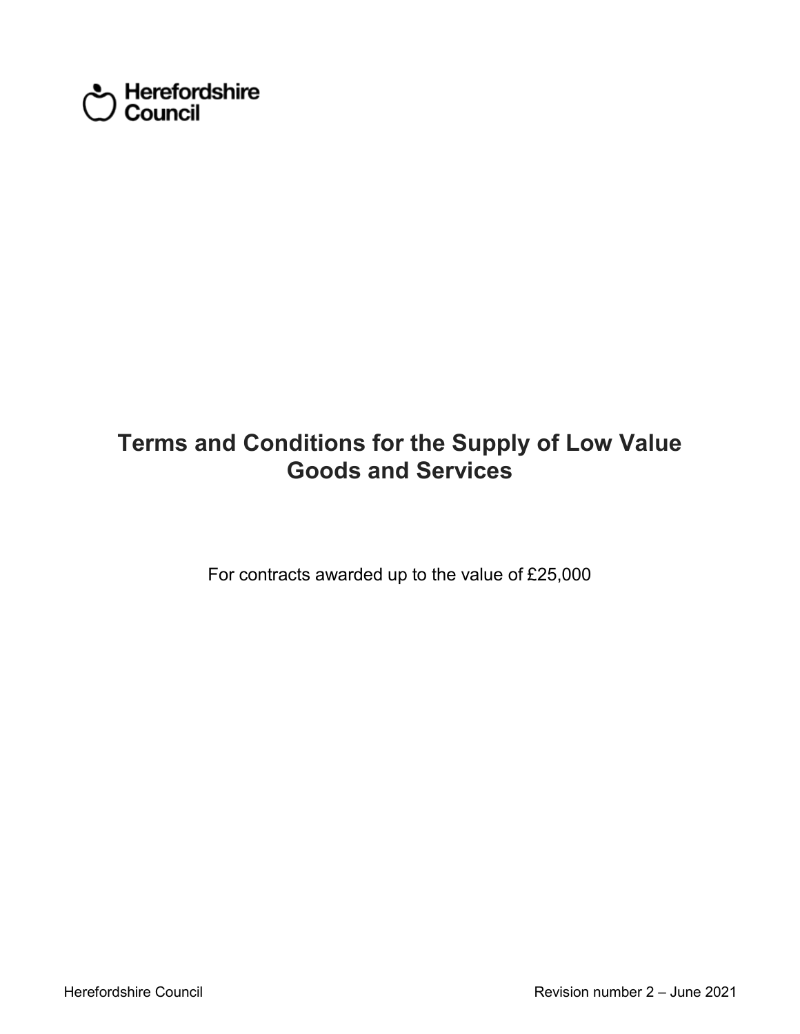Herefordshire Council

# Terms and Conditions for the Supply of Low Value Goods and Services

For contracts awarded up to the value of £25,000

Herefordshire Council

Revision number 2 – June 2021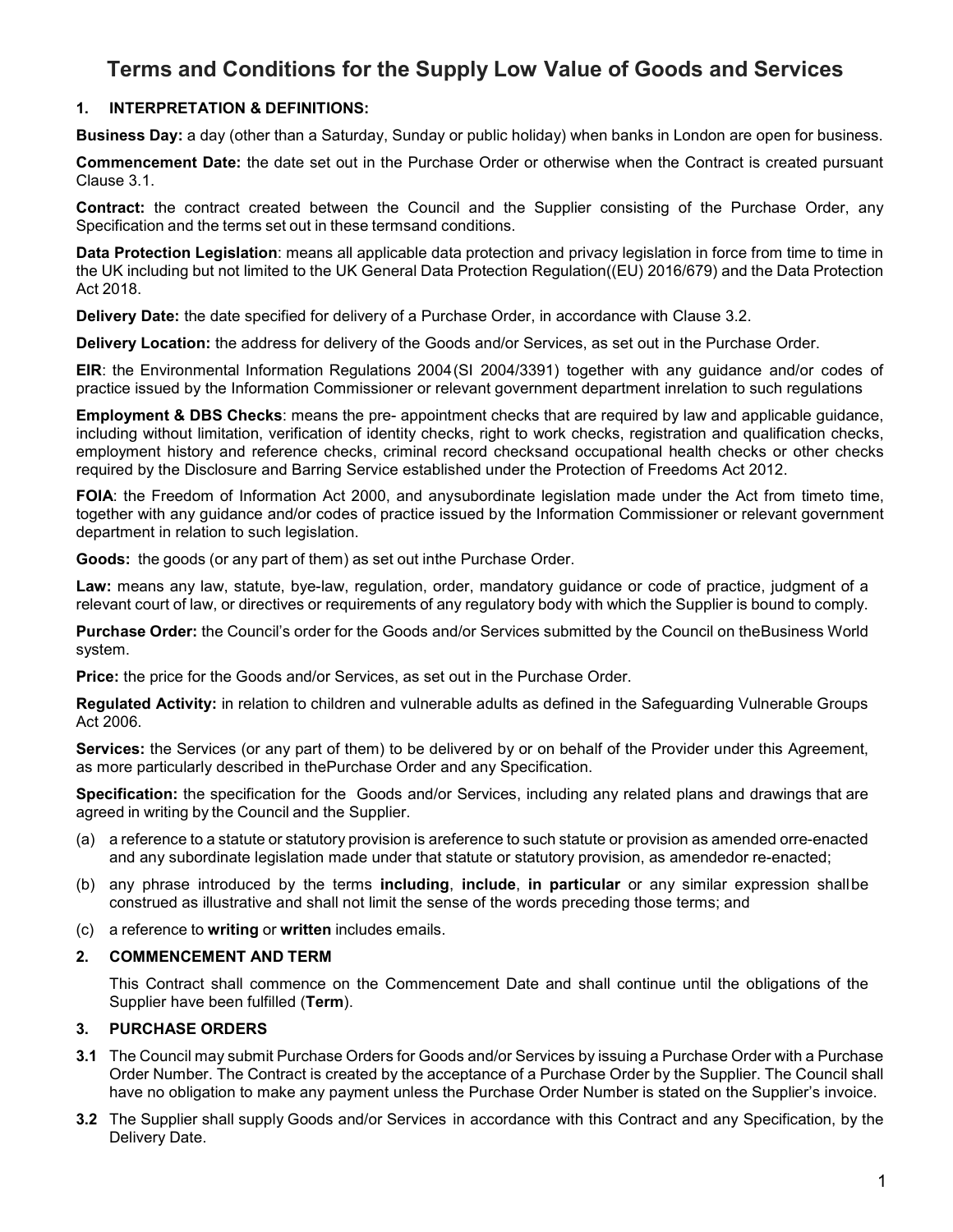# Terms and Conditions for the Supply Low Value of Goods and Services

## 1. INTERPRETATION & DEFINITIONS:

**Business Day:** a day (other than a Saturday, Sunday or public holiday) when banks in London are open for business.

**Commencement Date:** the date set out in the Purchase Order or otherwise when the Contract is created pursuant Clause 3.1.

**Contract:** the contract created between the Council and the Supplier consisting of the Purchase Order, any Specification and the terms set out in these termsand conditions.

**Data Protection Legislation**: means all applicable data protection and privacy legislation in force from time to time in the UK including but not limited to the UK General Data Protection Regulation((EU) 2016/679) and the Data Protection Act 2018.

**Delivery Date:** the date specified for delivery of a Purchase Order, in accordance with Clause 3.2.

**Delivery Location:** the address for delivery of the Goods and/or Services, as set out in the Purchase Order.

**EIR**: the Environmental Information Regulations 2004 (SI 2004/3391) together with any guidance and/or codes of practice issued by the Information Commissioner or relevant government department inrelation to such regulations

**Employment & DBS Checks**: means the pre- appointment checks that are required by law and applicable guidance, including without limitation, verification of identity checks, right to work checks, registration and qualification checks, employment history and reference checks, criminal record checksand occupational health checks or other checks required by the Disclosure and Barring Service established under the Protection of Freedoms Act 2012.

**FOIA**: the Freedom of Information Act 2000, and anysubordinate legislation made under the Act from timeto time, together with any guidance and/or codes of practice issued by the Information Commissioner or relevant government department in relation to such legislation.

**Goods:** the goods (or any part of them) as set out inthe Purchase Order.

**Law:** means any law, statute, bye-law, regulation, order, mandatory guidance or code of practice, judgment of a relevant court of law, or directives or requirements of any regulatory body with which the Supplier is bound to comply.

**Purchase Order:** the Council's order for the Goods and/or Services submitted by the Council on theBusiness World system.

**Price:** the price for the Goods and/or Services, as set out in the Purchase Order.

**Regulated Activity:** in relation to children and vulnerable adults as defined in the Safeguarding Vulnerable Groups Act 2006.

**Services:** the Services (or any part of them) to be delivered by or on behalf of the Provider under this Agreement, as more particularly described in thePurchase Order and any Specification.

**Specification:** the specification for the Goods and/or Services, including any related plans and drawings that are agreed in writing by the Council and the Supplier.

(a) a reference to a statute or statutory provision is areference to such statute or provision as amended orre-enacted and any subordinate legislation made under that statute or statutory provision, as amendedor re-enacted;

(b) any phrase introduced by the terms **including**, **include**, **in particular** or any similar expression shallbe construed as illustrative and shall not limit the sense of the words preceding those terms; and

(c) a reference to **writing** or **written** includes emails.

## 2. COMMENCEMENT AND TERM

This Contract shall commence on the Commencement Date and shall continue until the obligations of the Supplier have been fulfilled (**Term**).

## 3. PURCHASE ORDERS

**3.1** The Council may submit Purchase Orders for Goods and/or Services by issuing a Purchase Order with a Purchase Order Number. The Contract is created by the acceptance of a Purchase Order by the Supplier. The Council shall have no obligation to make any payment unless the Purchase Order Number is stated on the Supplier's invoice.

**3.2** The Supplier shall supply Goods and/or Services in accordance with this Contract and any Specification, by the Delivery Date.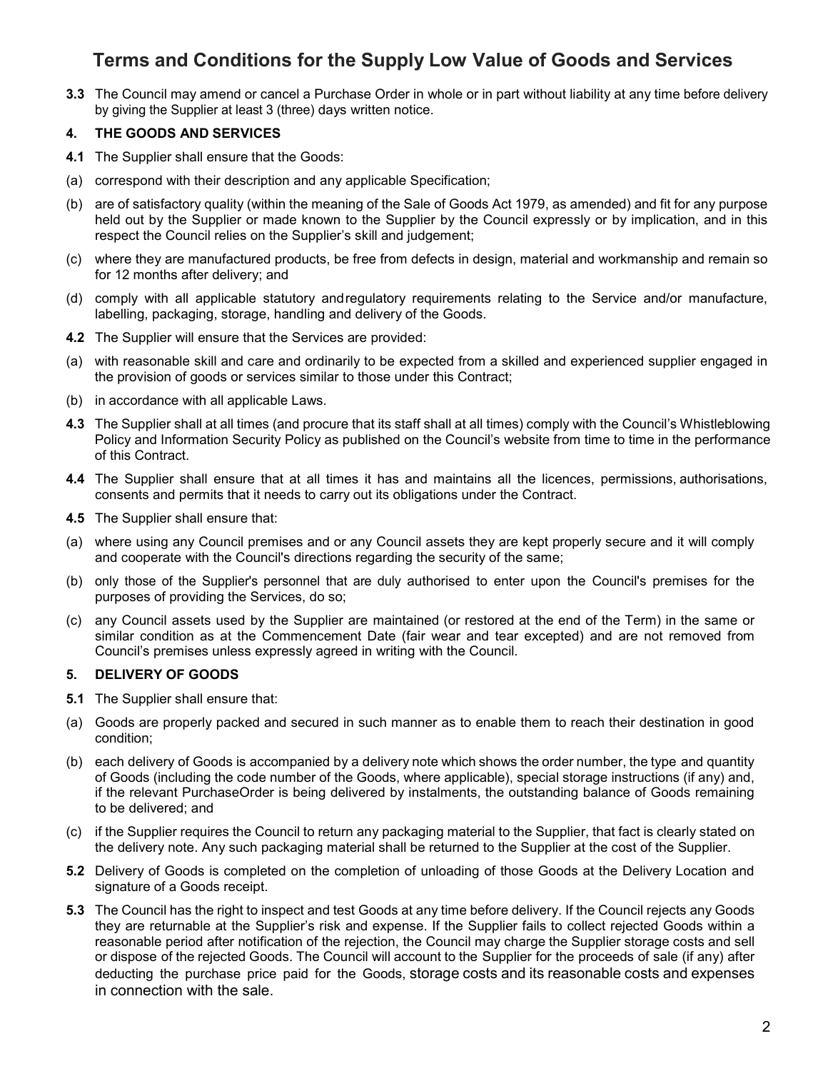**3.3** The Council may amend or cancel a Purchase Order in whole or in part without liability at any time before delivery by giving the Supplier at least 3 (three) days written notice.

### 4. THE GOODS AND SERVICES

**4.1** The Supplier shall ensure that the Goods:

(a) correspond with their description and any applicable Specification;

(b) are of satisfactory quality (within the meaning of the Sale of Goods Act 1979, as amended) and fit for any purpose held out by the Supplier or made known to the Supplier by the Council expressly or by implication, and in this respect the Council relies on the Supplier's skill and judgement;

(c) where they are manufactured products, be free from defects in design, material and workmanship and remain so for 12 months after delivery; and

(d) comply with all applicable statutory and regulatory requirements relating to the Service and/or manufacture, labelling, packaging, storage, handling and delivery of the Goods.

**4.2** The Supplier will ensure that the Services are provided:

(a) with reasonable skill and care and ordinarily to be expected from a skilled and experienced supplier engaged in the provision of goods or services similar to those under this Contract;

(b) in accordance with all applicable Laws.

**4.3** The Supplier shall at all times (and procure that its staff shall at all times) comply with the Council's Whistleblowing Policy and Information Security Policy as published on the Council's website from time to time in the performance of this Contract.

**4.4** The Supplier shall ensure that at all times it has and maintains all the licences, permissions, authorisations, consents and permits that it needs to carry out its obligations under the Contract.

**4.5** The Supplier shall ensure that:

(a) where using any Council premises and or any Council assets they are kept properly secure and it will comply and cooperate with the Council's directions regarding the security of the same;

(b) only those of the Supplier's personnel that are duly authorised to enter upon the Council's premises for the purposes of providing the Services, do so;

(c) any Council assets used by the Supplier are maintained (or restored at the end of the Term) in the same or similar condition as at the Commencement Date (fair wear and tear excepted) and are not removed from Council's premises unless expressly agreed in writing with the Council.

### 5. DELIVERY OF GOODS

**5.1** The Supplier shall ensure that:

(a) Goods are properly packed and secured in such manner as to enable them to reach their destination in good condition;

(b) each delivery of Goods is accompanied by a delivery note which shows the order number, the type and quantity of Goods (including the code number of the Goods, where applicable), special storage instructions (if any) and, if the relevant PurchaseOrder is being delivered by instalments, the outstanding balance of Goods remaining to be delivered; and

(c) if the Supplier requires the Council to return any packaging material to the Supplier, that fact is clearly stated on the delivery note. Any such packaging material shall be returned to the Supplier at the cost of the Supplier.

**5.2** Delivery of Goods is completed on the completion of unloading of those Goods at the Delivery Location and signature of a Goods receipt.

**5.3** The Council has the right to inspect and test Goods at any time before delivery. If the Council rejects any Goods they are returnable at the Supplier's risk and expense. If the Supplier fails to collect rejected Goods within a reasonable period after notification of the rejection, the Council may charge the Supplier storage costs and sell or dispose of the rejected Goods. The Council will account to the Supplier for the proceeds of sale (if any) after deducting the purchase price paid for the Goods, storage costs and its reasonable costs and expenses in connection with the sale.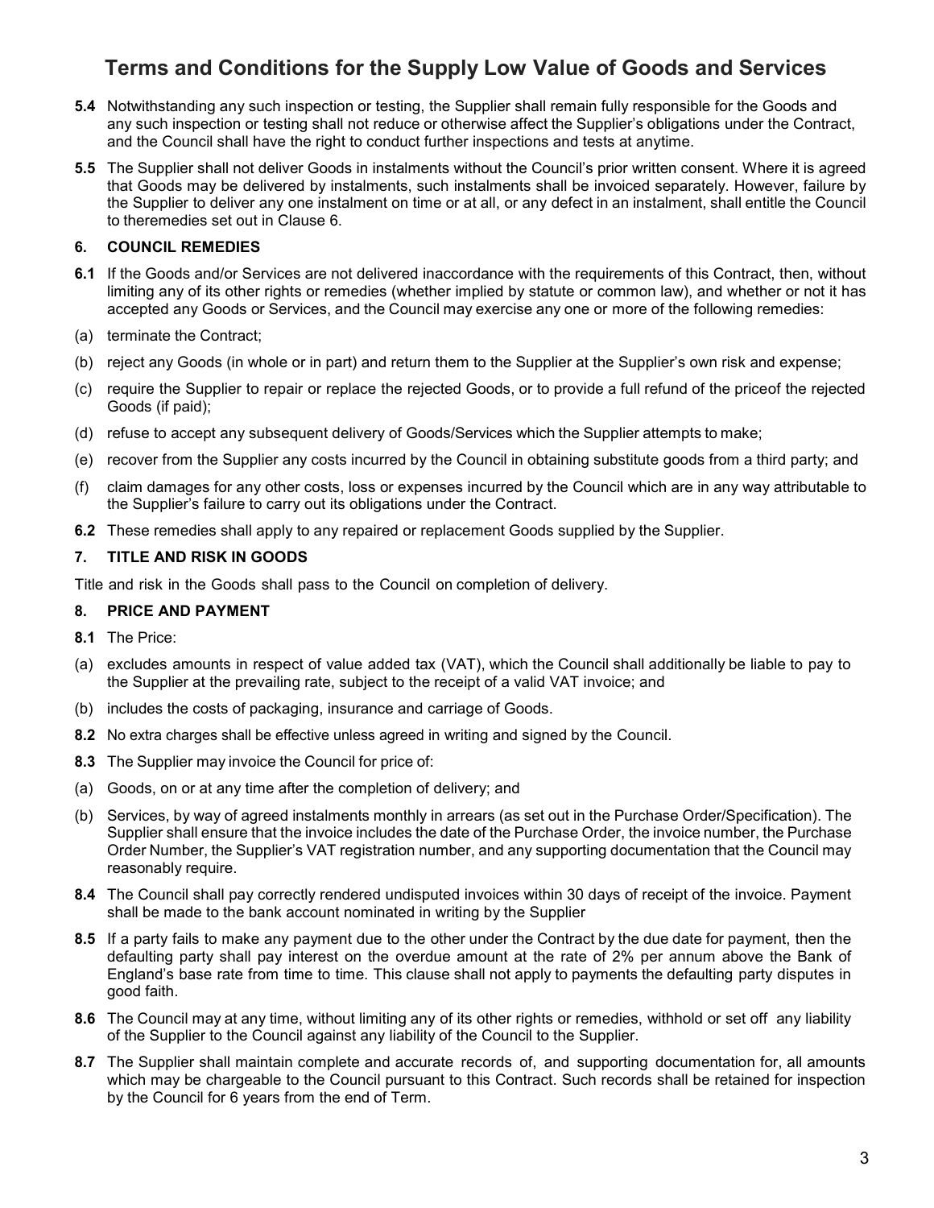**5.4** Notwithstanding any such inspection or testing, the Supplier shall remain fully responsible for the Goods and any such inspection or testing shall not reduce or otherwise affect the Supplier's obligations under the Contract, and the Council shall have the right to conduct further inspections and tests at anytime.

**5.5** The Supplier shall not deliver Goods in instalments without the Council's prior written consent. Where it is agreed that Goods may be delivered by instalments, such instalments shall be invoiced separately. However, failure by the Supplier to deliver any one instalment on time or at all, or any defect in an instalment, shall entitle the Council to theremedies set out in Clause 6.

### 6. COUNCIL REMEDIES

**6.1** If the Goods and/or Services are not delivered inaccordance with the requirements of this Contract, then, without limiting any of its other rights or remedies (whether implied by statute or common law), and whether or not it has accepted any Goods or Services, and the Council may exercise any one or more of the following remedies:

(a) terminate the Contract;

(b) reject any Goods (in whole or in part) and return them to the Supplier at the Supplier's own risk and expense;

(c) require the Supplier to repair or replace the rejected Goods, or to provide a full refund of the priceof the rejected Goods (if paid);

(d) refuse to accept any subsequent delivery of Goods/Services which the Supplier attempts to make;

(e) recover from the Supplier any costs incurred by the Council in obtaining substitute goods from a third party; and

(f) claim damages for any other costs, loss or expenses incurred by the Council which are in any way attributable to the Supplier's failure to carry out its obligations under the Contract.

**6.2** These remedies shall apply to any repaired or replacement Goods supplied by the Supplier.

### 7. TITLE AND RISK IN GOODS

Title and risk in the Goods shall pass to the Council on completion of delivery.

### 8. PRICE AND PAYMENT

**8.1** The Price:

(a) excludes amounts in respect of value added tax (VAT), which the Council shall additionally be liable to pay to the Supplier at the prevailing rate, subject to the receipt of a valid VAT invoice; and

(b) includes the costs of packaging, insurance and carriage of Goods.

**8.2** No extra charges shall be effective unless agreed in writing and signed by the Council.

**8.3** The Supplier may invoice the Council for price of:

(a) Goods, on or at any time after the completion of delivery; and

(b) Services, by way of agreed instalments monthly in arrears (as set out in the Purchase Order/Specification). The Supplier shall ensure that the invoice includes the date of the Purchase Order, the invoice number, the Purchase Order Number, the Supplier's VAT registration number, and any supporting documentation that the Council may reasonably require.

**8.4** The Council shall pay correctly rendered undisputed invoices within 30 days of receipt of the invoice. Payment shall be made to the bank account nominated in writing by the Supplier

**8.5** If a party fails to make any payment due to the other under the Contract by the due date for payment, then the defaulting party shall pay interest on the overdue amount at the rate of 2% per annum above the Bank of England's base rate from time to time. This clause shall not apply to payments the defaulting party disputes in good faith.

**8.6** The Council may at any time, without limiting any of its other rights or remedies, withhold or set off any liability of the Supplier to the Council against any liability of the Council to the Supplier.

**8.7** The Supplier shall maintain complete and accurate records of, and supporting documentation for, all amounts which may be chargeable to the Council pursuant to this Contract. Such records shall be retained for inspection by the Council for 6 years from the end of Term.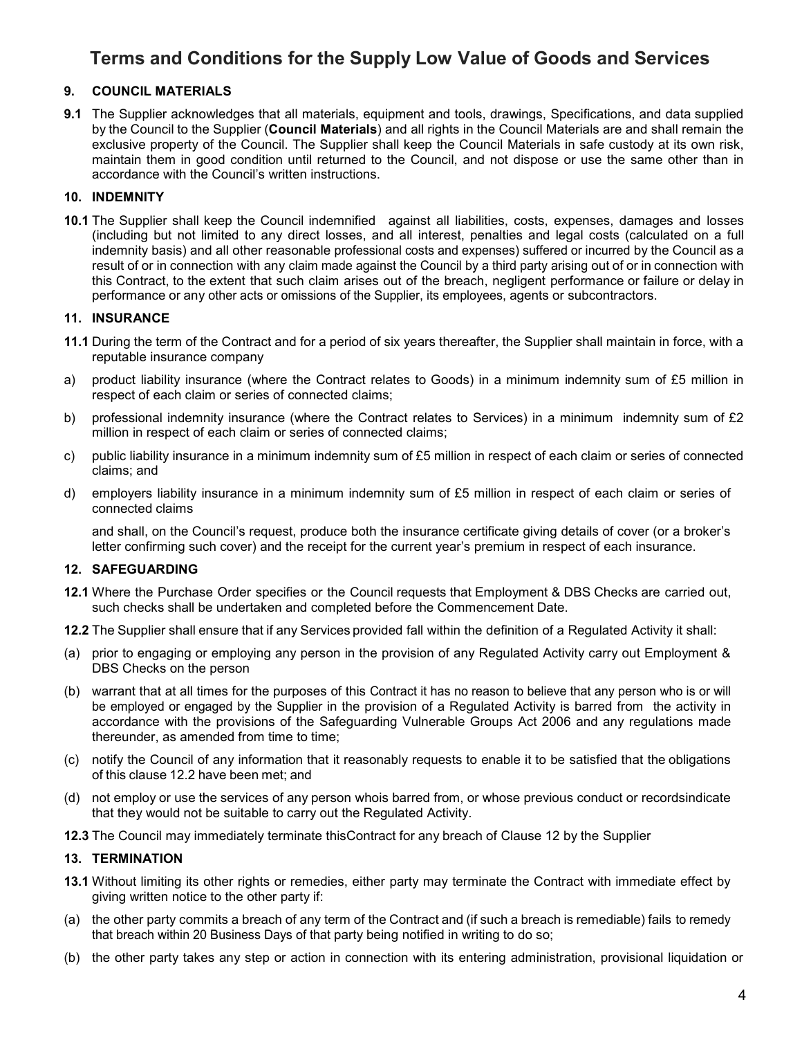## 9. COUNCIL MATERIALS

**9.1** The Supplier acknowledges that all materials, equipment and tools, drawings, Specifications, and data supplied by the Council to the Supplier (**Council Materials**) and all rights in the Council Materials are and shall remain the exclusive property of the Council. The Supplier shall keep the Council Materials in safe custody at its own risk, maintain them in good condition until returned to the Council, and not dispose or use the same other than in accordance with the Council's written instructions.

## 10. INDEMNITY

**10.1** The Supplier shall keep the Council indemnified against all liabilities, costs, expenses, damages and losses (including but not limited to any direct losses, and all interest, penalties and legal costs (calculated on a full indemnity basis) and all other reasonable professional costs and expenses) suffered or incurred by the Council as a result of or in connection with any claim made against the Council by a third party arising out of or in connection with this Contract, to the extent that such claim arises out of the breach, negligent performance or failure or delay in performance or any other acts or omissions of the Supplier, its employees, agents or subcontractors.

## 11. INSURANCE

**11.1** During the term of the Contract and for a period of six years thereafter, the Supplier shall maintain in force, with a reputable insurance company

a) product liability insurance (where the Contract relates to Goods) in a minimum indemnity sum of £5 million in respect of each claim or series of connected claims;

b) professional indemnity insurance (where the Contract relates to Services) in a minimum indemnity sum of £2 million in respect of each claim or series of connected claims;

c) public liability insurance in a minimum indemnity sum of £5 million in respect of each claim or series of connected claims; and

d) employers liability insurance in a minimum indemnity sum of £5 million in respect of each claim or series of connected claims

and shall, on the Council's request, produce both the insurance certificate giving details of cover (or a broker's letter confirming such cover) and the receipt for the current year's premium in respect of each insurance.

## 12. SAFEGUARDING

**12.1** Where the Purchase Order specifies or the Council requests that Employment & DBS Checks are carried out, such checks shall be undertaken and completed before the Commencement Date.

**12.2** The Supplier shall ensure that if any Services provided fall within the definition of a Regulated Activity it shall:

(a) prior to engaging or employing any person in the provision of any Regulated Activity carry out Employment & DBS Checks on the person

(b) warrant that at all times for the purposes of this Contract it has no reason to believe that any person who is or will be employed or engaged by the Supplier in the provision of a Regulated Activity is barred from the activity in accordance with the provisions of the Safeguarding Vulnerable Groups Act 2006 and any regulations made thereunder, as amended from time to time;

(c) notify the Council of any information that it reasonably requests to enable it to be satisfied that the obligations of this clause 12.2 have been met; and

(d) not employ or use the services of any person whois barred from, or whose previous conduct or recordsindicate that they would not be suitable to carry out the Regulated Activity.

**12.3** The Council may immediately terminate thisContract for any breach of Clause 12 by the Supplier

## 13. TERMINATION

**13.1** Without limiting its other rights or remedies, either party may terminate the Contract with immediate effect by giving written notice to the other party if:

(a) the other party commits a breach of any term of the Contract and (if such a breach is remediable) fails to remedy that breach within 20 Business Days of that party being notified in writing to do so;

(b) the other party takes any step or action in connection with its entering administration, provisional liquidation or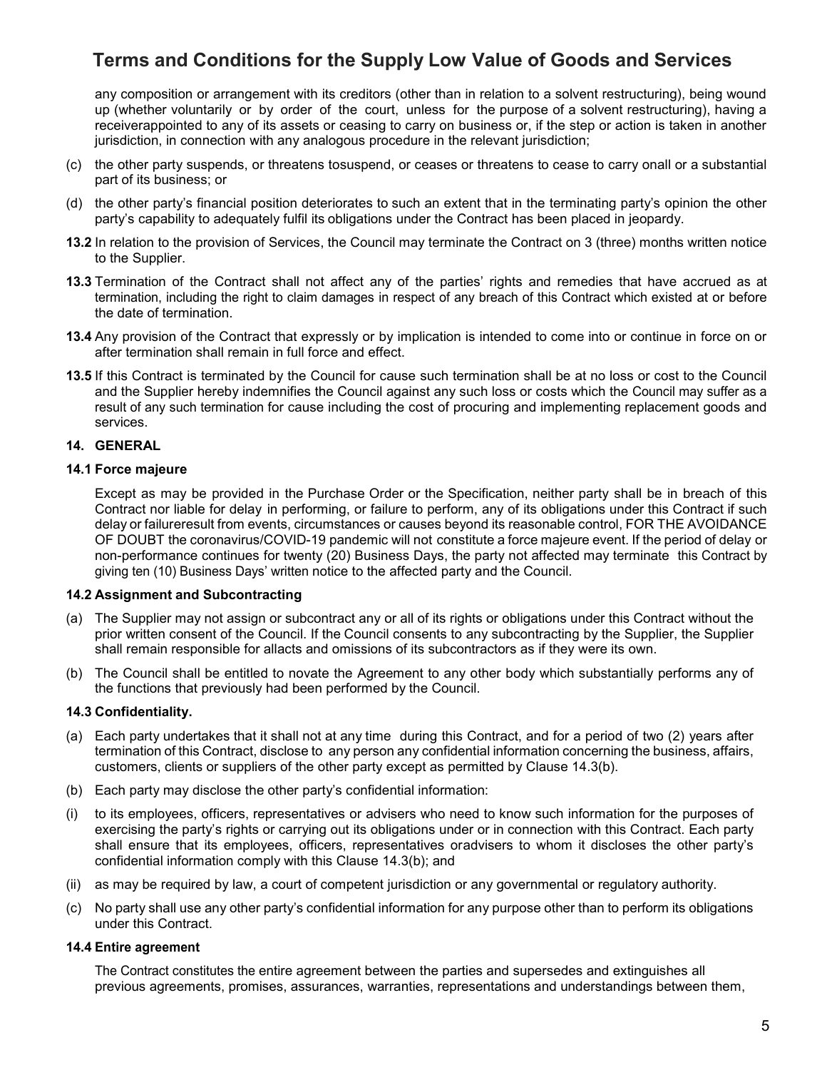any composition or arrangement with its creditors (other than in relation to a solvent restructuring), being wound up (whether voluntarily or by order of the court, unless for the purpose of a solvent restructuring), having a receiverappointed to any of its assets or ceasing to carry on business or, if the step or action is taken in another jurisdiction, in connection with any analogous procedure in the relevant jurisdiction;

(c) the other party suspends, or threatens tosuspend, or ceases or threatens to cease to carry onall or a substantial part of its business; or

(d) the other party's financial position deteriorates to such an extent that in the terminating party's opinion the other party's capability to adequately fulfil its obligations under the Contract has been placed in jeopardy.

**13.2** In relation to the provision of Services, the Council may terminate the Contract on 3 (three) months written notice to the Supplier.

**13.3** Termination of the Contract shall not affect any of the parties' rights and remedies that have accrued as at termination, including the right to claim damages in respect of any breach of this Contract which existed at or before the date of termination.

**13.4** Any provision of the Contract that expressly or by implication is intended to come into or continue in force on or after termination shall remain in full force and effect.

**13.5** If this Contract is terminated by the Council for cause such termination shall be at no loss or cost to the Council and the Supplier hereby indemnifies the Council against any such loss or costs which the Council may suffer as a result of any such termination for cause including the cost of procuring and implementing replacement goods and services.

**14. GENERAL**

**14.1 Force majeure**

Except as may be provided in the Purchase Order or the Specification, neither party shall be in breach of this Contract nor liable for delay in performing, or failure to perform, any of its obligations under this Contract if such delay or failureresult from events, circumstances or causes beyond its reasonable control, FOR THE AVOIDANCE OF DOUBT the coronavirus/COVID-19 pandemic will not constitute a force majeure event. If the period of delay or non-performance continues for twenty (20) Business Days, the party not affected may terminate this Contract by giving ten (10) Business Days' written notice to the affected party and the Council.

**14.2 Assignment and Subcontracting**

(a) The Supplier may not assign or subcontract any or all of its rights or obligations under this Contract without the prior written consent of the Council. If the Council consents to any subcontracting by the Supplier, the Supplier shall remain responsible for allacts and omissions of its subcontractors as if they were its own.

(b) The Council shall be entitled to novate the Agreement to any other body which substantially performs any of the functions that previously had been performed by the Council.

**14.3 Confidentiality.**

(a) Each party undertakes that it shall not at any time during this Contract, and for a period of two (2) years after termination of this Contract, disclose to any person any confidential information concerning the business, affairs, customers, clients or suppliers of the other party except as permitted by Clause 14.3(b).

(b) Each party may disclose the other party's confidential information:

(i) to its employees, officers, representatives or advisers who need to know such information for the purposes of exercising the party's rights or carrying out its obligations under or in connection with this Contract. Each party shall ensure that its employees, officers, representatives oradvisers to whom it discloses the other party's confidential information comply with this Clause 14.3(b); and

(ii) as may be required by law, a court of competent jurisdiction or any governmental or regulatory authority.

(c) No party shall use any other party's confidential information for any purpose other than to perform its obligations under this Contract.

**14.4 Entire agreement**

The Contract constitutes the entire agreement between the parties and supersedes and extinguishes all previous agreements, promises, assurances, warranties, representations and understandings between them,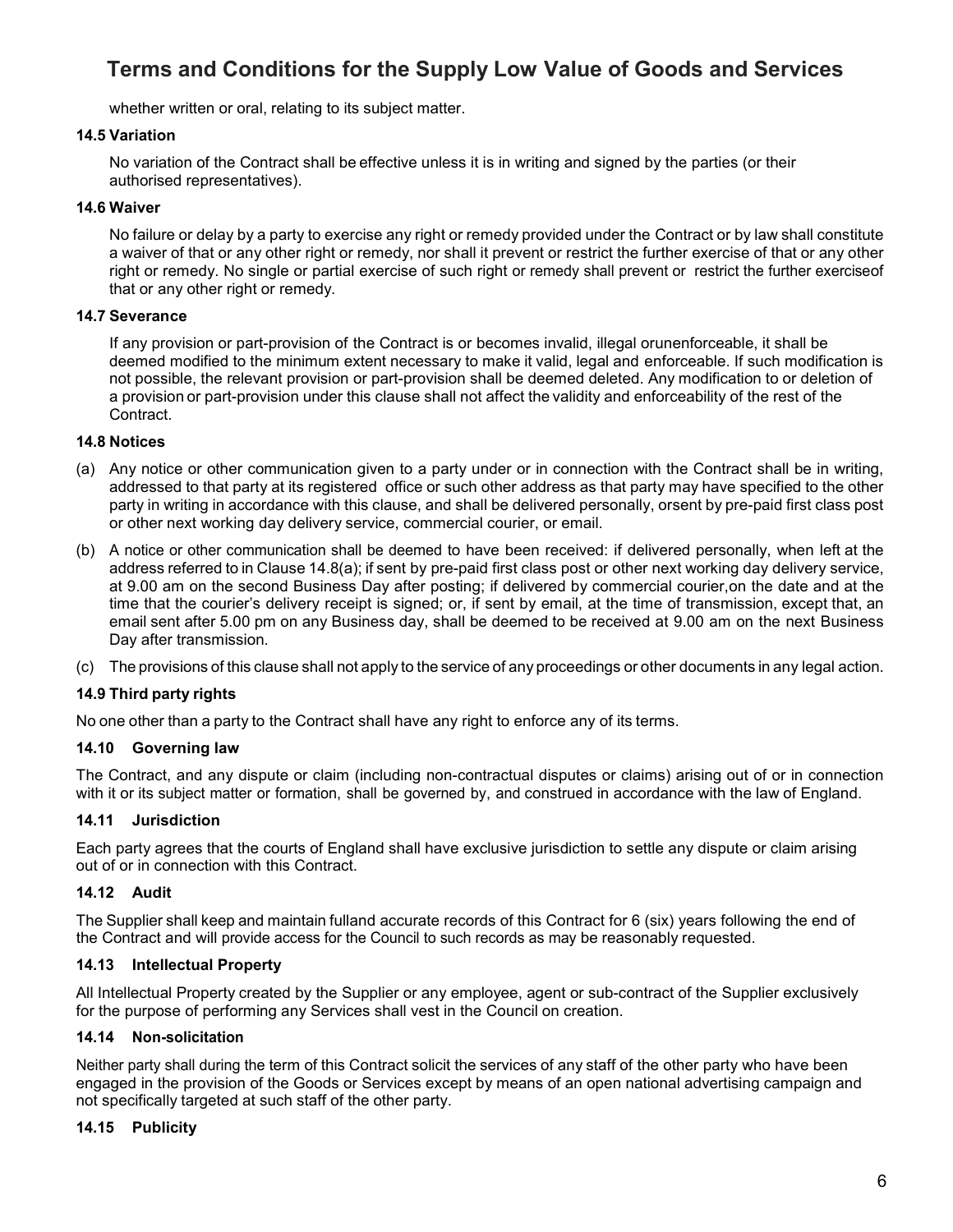whether written or oral, relating to its subject matter.

**14.5 Variation**

No variation of the Contract shall be effective unless it is in writing and signed by the parties (or their authorised representatives).

**14.6 Waiver**

No failure or delay by a party to exercise any right or remedy provided under the Contract or by law shall constitute a waiver of that or any other right or remedy, nor shall it prevent or restrict the further exercise of that or any other right or remedy. No single or partial exercise of such right or remedy shall prevent or restrict the further exerciseof that or any other right or remedy.

**14.7 Severance**

If any provision or part-provision of the Contract is or becomes invalid, illegal orunenforceable, it shall be deemed modified to the minimum extent necessary to make it valid, legal and enforceable. If such modification is not possible, the relevant provision or part-provision shall be deemed deleted. Any modification to or deletion of a provision or part-provision under this clause shall not affect the validity and enforceability of the rest of the Contract.

**14.8 Notices**

(a) Any notice or other communication given to a party under or in connection with the Contract shall be in writing, addressed to that party at its registered office or such other address as that party may have specified to the other party in writing in accordance with this clause, and shall be delivered personally, orsent by pre-paid first class post or other next working day delivery service, commercial courier, or email.

(b) A notice or other communication shall be deemed to have been received: if delivered personally, when left at the address referred to in Clause 14.8(a); if sent by pre-paid first class post or other next working day delivery service, at 9.00 am on the second Business Day after posting; if delivered by commercial courier,on the date and at the time that the courier's delivery receipt is signed; or, if sent by email, at the time of transmission, except that, an email sent after 5.00 pm on any Business day, shall be deemed to be received at 9.00 am on the next Business Day after transmission.

(c) The provisions of this clause shall not apply to the service of any proceedings or other documents in any legal action.

**14.9 Third party rights**

No one other than a party to the Contract shall have any right to enforce any of its terms.

**14.10 Governing law**

The Contract, and any dispute or claim (including non-contractual disputes or claims) arising out of or in connection with it or its subject matter or formation, shall be governed by, and construed in accordance with the law of England.

**14.11 Jurisdiction**

Each party agrees that the courts of England shall have exclusive jurisdiction to settle any dispute or claim arising out of or in connection with this Contract.

**14.12 Audit**

The Supplier shall keep and maintain fulland accurate records of this Contract for 6 (six) years following the end of the Contract and will provide access for the Council to such records as may be reasonably requested.

**14.13 Intellectual Property**

All Intellectual Property created by the Supplier or any employee, agent or sub-contract of the Supplier exclusively for the purpose of performing any Services shall vest in the Council on creation.

**14.14 Non-solicitation**

Neither party shall during the term of this Contract solicit the services of any staff of the other party who have been engaged in the provision of the Goods or Services except by means of an open national advertising campaign and not specifically targeted at such staff of the other party.

**14.15 Publicity**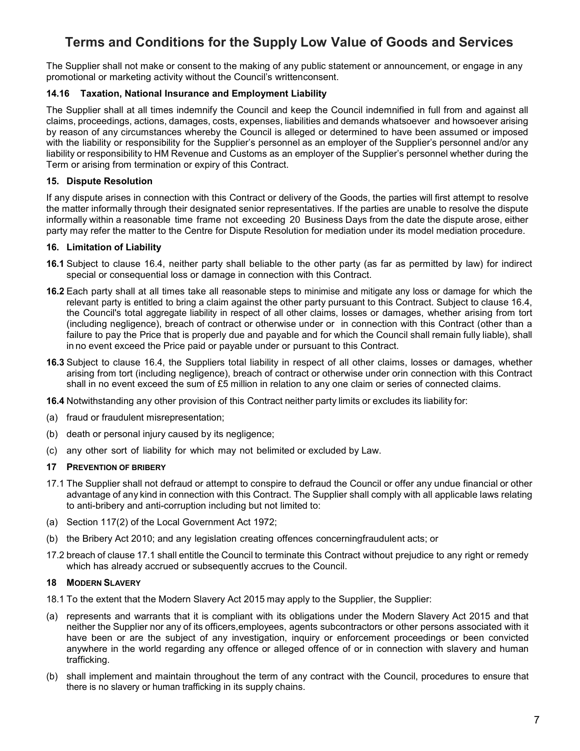# Terms and Conditions for the Supply Low Value of Goods and Services

The Supplier shall not make or consent to the making of any public statement or announcement, or engage in any promotional or marketing activity without the Council's writtenconsent.

**14.16 Taxation, National Insurance and Employment Liability**

The Supplier shall at all times indemnify the Council and keep the Council indemnified in full from and against all claims, proceedings, actions, damages, costs, expenses, liabilities and demands whatsoever and howsoever arising by reason of any circumstances whereby the Council is alleged or determined to have been assumed or imposed with the liability or responsibility for the Supplier's personnel as an employer of the Supplier's personnel and/or any liability or responsibility to HM Revenue and Customs as an employer of the Supplier's personnel whether during the Term or arising from termination or expiry of this Contract.

**15. Dispute Resolution**

If any dispute arises in connection with this Contract or delivery of the Goods, the parties will first attempt to resolve the matter informally through their designated senior representatives. If the parties are unable to resolve the dispute informally within a reasonable time frame not exceeding 20 Business Days from the date the dispute arose, either party may refer the matter to the Centre for Dispute Resolution for mediation under its model mediation procedure.

**16. Limitation of Liability**

**16.1** Subject to clause 16.4, neither party shall beliable to the other party (as far as permitted by law) for indirect special or consequential loss or damage in connection with this Contract.

**16.2** Each party shall at all times take all reasonable steps to minimise and mitigate any loss or damage for which the relevant party is entitled to bring a claim against the other party pursuant to this Contract. Subject to clause 16.4, the Council's total aggregate liability in respect of all other claims, losses or damages, whether arising from tort (including negligence), breach of contract or otherwise under or in connection with this Contract (other than a failure to pay the Price that is properly due and payable and for which the Council shall remain fully liable), shall in no event exceed the Price paid or payable under or pursuant to this Contract.

**16.3** Subject to clause 16.4, the Suppliers total liability in respect of all other claims, losses or damages, whether arising from tort (including negligence), breach of contract or otherwise under orin connection with this Contract shall in no event exceed the sum of £5 million in relation to any one claim or series of connected claims.

**16.4** Notwithstanding any other provision of this Contract neither party limits or excludes its liability for:

(a) fraud or fraudulent misrepresentation;

(b) death or personal injury caused by its negligence;

(c) any other sort of liability for which may not belimited or excluded by Law.

**17 PREVENTION OF BRIBERY**

17.1 The Supplier shall not defraud or attempt to conspire to defraud the Council or offer any undue financial or other advantage of any kind in connection with this Contract. The Supplier shall comply with all applicable laws relating to anti-bribery and anti-corruption including but not limited to:

(a) Section 117(2) of the Local Government Act 1972;

(b) the Bribery Act 2010; and any legislation creating offences concerningfraudulent acts; or

17.2 breach of clause 17.1 shall entitle the Council to terminate this Contract without prejudice to any right or remedy which has already accrued or subsequently accrues to the Council.

**18 MODERN SLAVERY**

18.1 To the extent that the Modern Slavery Act 2015 may apply to the Supplier, the Supplier:

(a) represents and warrants that it is compliant with its obligations under the Modern Slavery Act 2015 and that neither the Supplier nor any of its officers,employees, agents subcontractors or other persons associated with it have been or are the subject of any investigation, inquiry or enforcement proceedings or been convicted anywhere in the world regarding any offence or alleged offence of or in connection with slavery and human trafficking.

(b) shall implement and maintain throughout the term of any contract with the Council, procedures to ensure that there is no slavery or human trafficking in its supply chains.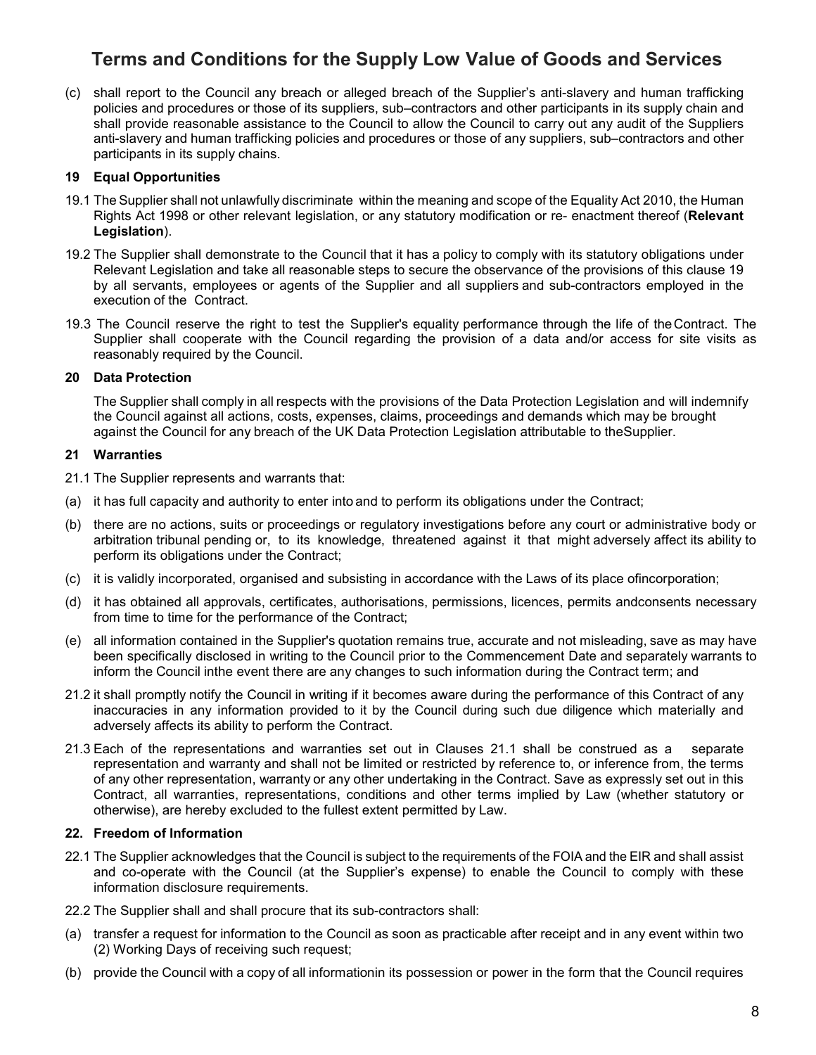(c) shall report to the Council any breach or alleged breach of the Supplier's anti-slavery and human trafficking policies and procedures or those of its suppliers, sub–contractors and other participants in its supply chain and shall provide reasonable assistance to the Council to allow the Council to carry out any audit of the Suppliers anti-slavery and human trafficking policies and procedures or those of any suppliers, sub–contractors and other participants in its supply chains.

### 19 Equal Opportunities

19.1 The Supplier shall not unlawfully discriminate within the meaning and scope of the Equality Act 2010, the Human Rights Act 1998 or other relevant legislation, or any statutory modification or re- enactment thereof (**Relevant Legislation**).

19.2 The Supplier shall demonstrate to the Council that it has a policy to comply with its statutory obligations under Relevant Legislation and take all reasonable steps to secure the observance of the provisions of this clause 19 by all servants, employees or agents of the Supplier and all suppliers and sub-contractors employed in the execution of the Contract.

19.3 The Council reserve the right to test the Supplier's equality performance through the life of the Contract. The Supplier shall cooperate with the Council regarding the provision of a data and/or access for site visits as reasonably required by the Council.

### 20 Data Protection

The Supplier shall comply in all respects with the provisions of the Data Protection Legislation and will indemnify the Council against all actions, costs, expenses, claims, proceedings and demands which may be brought against the Council for any breach of the UK Data Protection Legislation attributable to the Supplier.

### 21 Warranties

21.1 The Supplier represents and warrants that:

(a) it has full capacity and authority to enter into and to perform its obligations under the Contract;

(b) there are no actions, suits or proceedings or regulatory investigations before any court or administrative body or arbitration tribunal pending or, to its knowledge, threatened against it that might adversely affect its ability to perform its obligations under the Contract;

(c) it is validly incorporated, organised and subsisting in accordance with the Laws of its place of incorporation;

(d) it has obtained all approvals, certificates, authorisations, permissions, licences, permits and consents necessary from time to time for the performance of the Contract;

(e) all information contained in the Supplier's quotation remains true, accurate and not misleading, save as may have been specifically disclosed in writing to the Council prior to the Commencement Date and separately warrants to inform the Council in the event there are any changes to such information during the Contract term; and

21.2 it shall promptly notify the Council in writing if it becomes aware during the performance of this Contract of any inaccuracies in any information provided to it by the Council during such due diligence which materially and adversely affects its ability to perform the Contract.

21.3 Each of the representations and warranties set out in Clauses 21.1 shall be construed as a separate representation and warranty and shall not be limited or restricted by reference to, or inference from, the terms of any other representation, warranty or any other undertaking in the Contract. Save as expressly set out in this Contract, all warranties, representations, conditions and other terms implied by Law (whether statutory or otherwise), are hereby excluded to the fullest extent permitted by Law.

### 22. Freedom of Information

22.1 The Supplier acknowledges that the Council is subject to the requirements of the FOIA and the EIR and shall assist and co-operate with the Council (at the Supplier's expense) to enable the Council to comply with these information disclosure requirements.

22.2 The Supplier shall and shall procure that its sub-contractors shall:

(a) transfer a request for information to the Council as soon as practicable after receipt and in any event within two (2) Working Days of receiving such request;

(b) provide the Council with a copy of all information in its possession or power in the form that the Council requires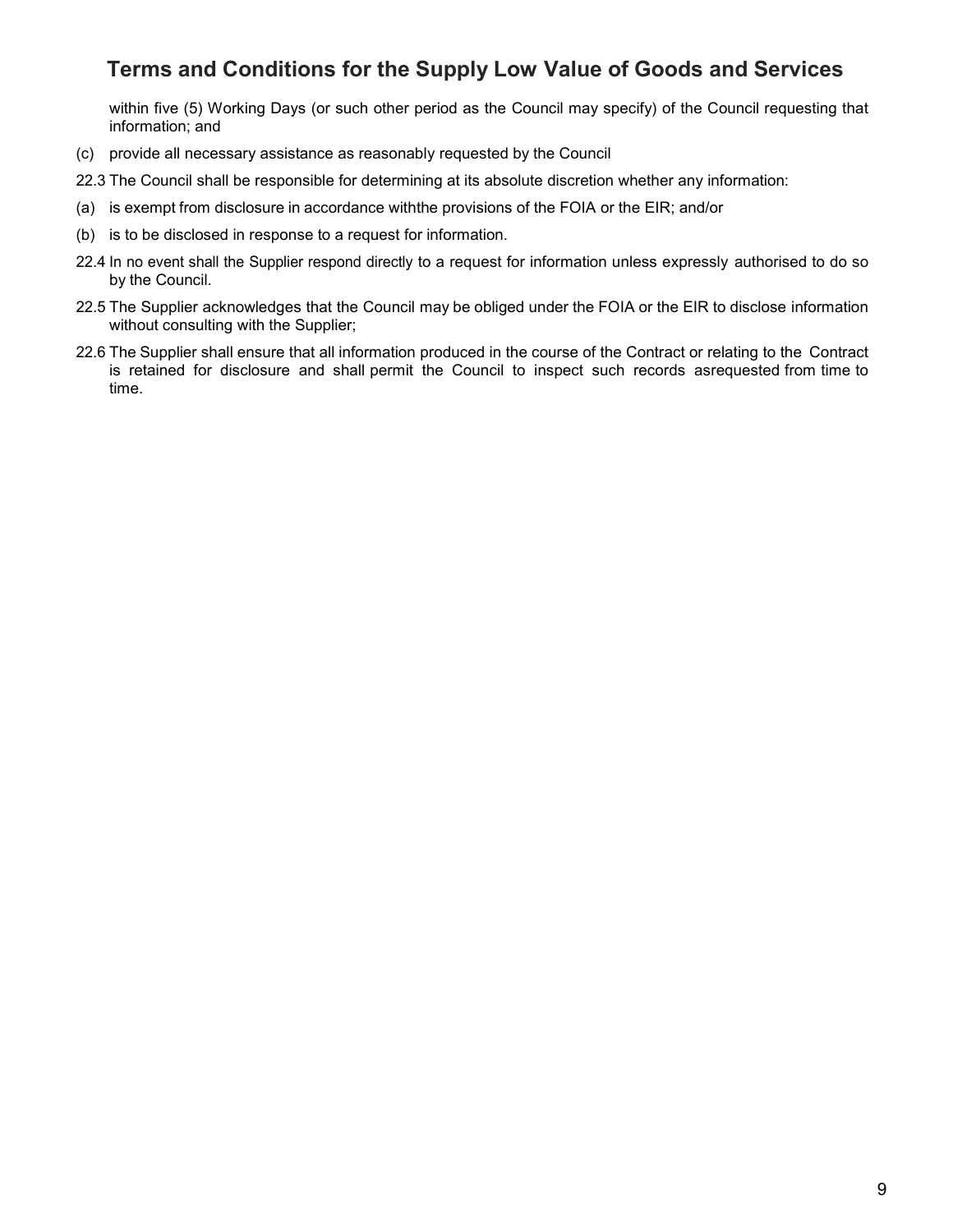within five (5) Working Days (or such other period as the Council may specify) of the Council requesting that information; and

(c) provide all necessary assistance as reasonably requested by the Council

22.3 The Council shall be responsible for determining at its absolute discretion whether any information:

(a) is exempt from disclosure in accordance withthe provisions of the FOIA or the EIR; and/or

(b) is to be disclosed in response to a request for information.

22.4 In no event shall the Supplier respond directly to a request for information unless expressly authorised to do so by the Council.

22.5 The Supplier acknowledges that the Council may be obliged under the FOIA or the EIR to disclose information without consulting with the Supplier;

22.6 The Supplier shall ensure that all information produced in the course of the Contract or relating to the Contract is retained for disclosure and shall permit the Council to inspect such records asrequested from time to time.